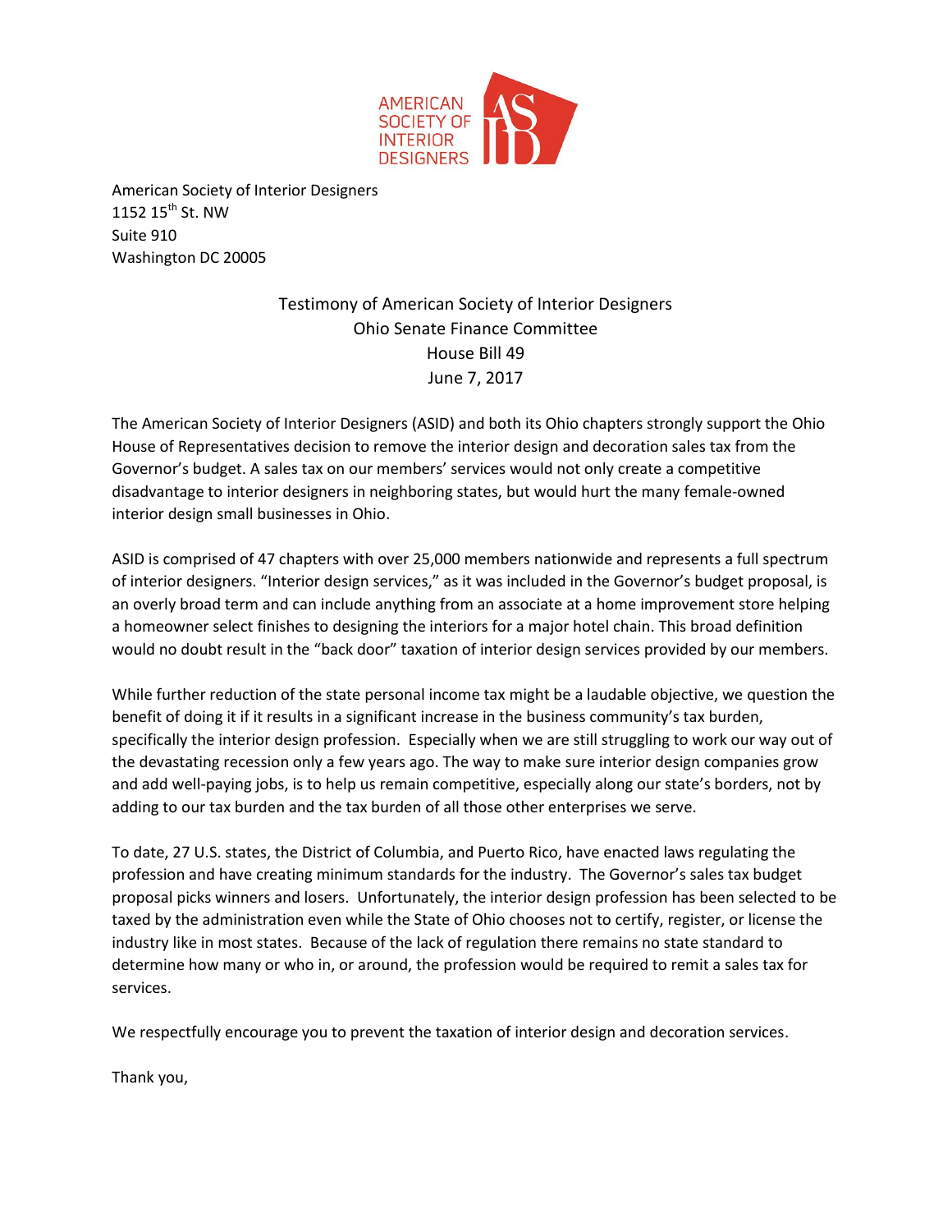AMERICAN SOCIETY OF INTERIOR DESIGNERS

American Society of Interior Designers
1152 15th St. NW
Suite 910
Washington DC 20005

Testimony of American Society of Interior Designers
Ohio Senate Finance Committee
House Bill 49
June 7, 2017

The American Society of Interior Designers (ASID) and both its Ohio chapters strongly support the Ohio House of Representatives decision to remove the interior design and decoration sales tax from the Governor's budget. A sales tax on our members' services would not only create a competitive disadvantage to interior designers in neighboring states, but would hurt the many female-owned interior design small businesses in Ohio.

ASID is comprised of 47 chapters with over 25,000 members nationwide and represents a full spectrum of interior designers. "Interior design services," as it was included in the Governor's budget proposal, is an overly broad term and can include anything from an associate at a home improvement store helping a homeowner select finishes to designing the interiors for a major hotel chain. This broad definition would no doubt result in the "back door" taxation of interior design services provided by our members.

While further reduction of the state personal income tax might be a laudable objective, we question the benefit of doing it if it results in a significant increase in the business community's tax burden, specifically the interior design profession. Especially when we are still struggling to work our way out of the devastating recession only a few years ago. The way to make sure interior design companies grow and add well-paying jobs, is to help us remain competitive, especially along our state's borders, not by adding to our tax burden and the tax burden of all those other enterprises we serve.

To date, 27 U.S. states, the District of Columbia, and Puerto Rico, have enacted laws regulating the profession and have creating minimum standards for the industry. The Governor's sales tax budget proposal picks winners and losers. Unfortunately, the interior design profession has been selected to be taxed by the administration even while the State of Ohio chooses not to certify, register, or license the industry like in most states. Because of the lack of regulation there remains no state standard to determine how many or who in, or around, the profession would be required to remit a sales tax for services.

We respectfully encourage you to prevent the taxation of interior design and decoration services.

Thank you,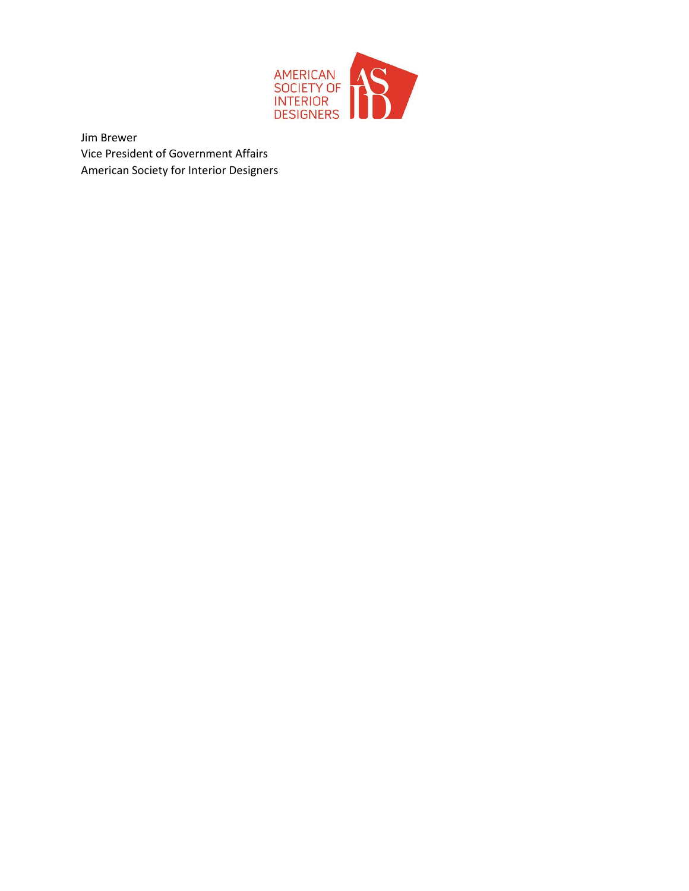AMERICAN SOCIETY OF INTERIOR DESIGNERS

Jim Brewer
Vice President of Government Affairs
American Society for Interior Designers